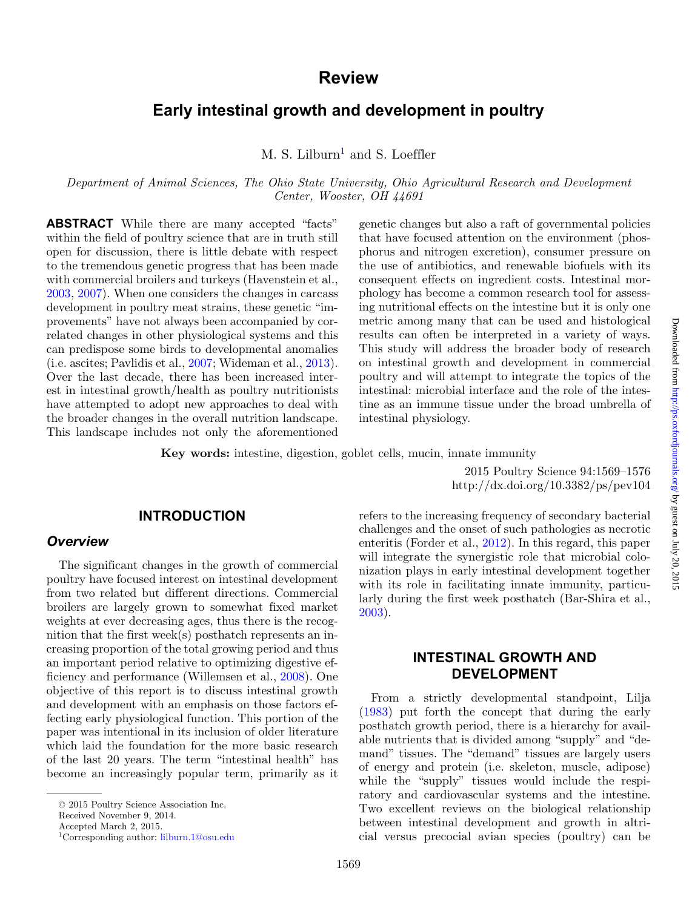# Review

## Early intestinal growth and development in poultry

M. S. Lilburn[1] and S. Loeffler

*Department of Animal Sciences, The Ohio State University, Ohio Agricultural Research and Development Center, Wooster, OH 44691*

**ABSTRACT** While there are many accepted "facts" within the field of poultry science that are in truth still open for discussion, there is little debate with respect to the tremendous genetic progress that has been made with commercial broilers and turkeys (Havenstein et al., 2003, 2007). When one considers the changes in carcass development in poultry meat strains, these genetic "improvements" have not always been accompanied by correlated changes in other physiological systems and this can predispose some birds to developmental anomalies (i.e. ascites; Pavlidis et al., 2007; Wideman et al., 2013). Over the last decade, there has been increased interest in intestinal growth/health as poultry nutritionists have attempted to adopt new approaches to deal with the broader changes in the overall nutrition landscape. This landscape includes not only the aforementioned genetic changes but also a raft of governmental policies that have focused attention on the environment (phosphorus and nitrogen excretion), consumer pressure on the use of antibiotics, and renewable biofuels with its consequent effects on ingredient costs. Intestinal morphology has become a common research tool for assessing nutritional effects on the intestine but it is only one metric among many that can be used and histological results can often be interpreted in a variety of ways. This study will address the broader body of research on intestinal growth and development in commercial poultry and will attempt to integrate the topics of the intestinal: microbial interface and the role of the intestine as an immune tissue under the broad umbrella of intestinal physiology.

**Key words:** intestine, digestion, goblet cells, mucin, innate immunity

2015 Poultry Science 94:1569–1576
http://dx.doi.org/10.3382/ps/pev104

## INTRODUCTION

### *Overview*

The significant changes in the growth of commercial poultry have focused interest on intestinal development from two related but different directions. Commercial broilers are largely grown to somewhat fixed market weights at ever decreasing ages, thus there is the recognition that the first week(s) posthatch represents an increasing proportion of the total growing period and thus an important period relative to optimizing digestive efficiency and performance (Willemsen et al., 2008). One objective of this report is to discuss intestinal growth and development with an emphasis on those factors effecting early physiological function. This portion of the paper was intentional in its inclusion of older literature which laid the foundation for the more basic research of the last 20 years. The term "intestinal health" has become an increasingly popular term, primarily as it refers to the increasing frequency of secondary bacterial challenges and the onset of such pathologies as necrotic enteritis (Forder et al., 2012). In this regard, this paper will integrate the synergistic role that microbial colonization plays in early intestinal development together with its role in facilitating innate immunity, particularly during the first week posthatch (Bar-Shira et al., 2003).

## INTESTINAL GROWTH AND DEVELOPMENT

From a strictly developmental standpoint, Lilja (1983) put forth the concept that during the early posthatch growth period, there is a hierarchy for available nutrients that is divided among "supply" and "demand" tissues. The "demand" tissues are largely users of energy and protein (i.e. skeleton, muscle, adipose) while the "supply" tissues would include the respiratory and cardiovascular systems and the intestine. Two excellent reviews on the biological relationship between intestinal development and growth in altricial versus precocial avian species (poultry) can be

© 2015 Poultry Science Association Inc.
Received November 9, 2014.
Accepted March 2, 2015.
[1]Corresponding author: lilburn.1@osu.edu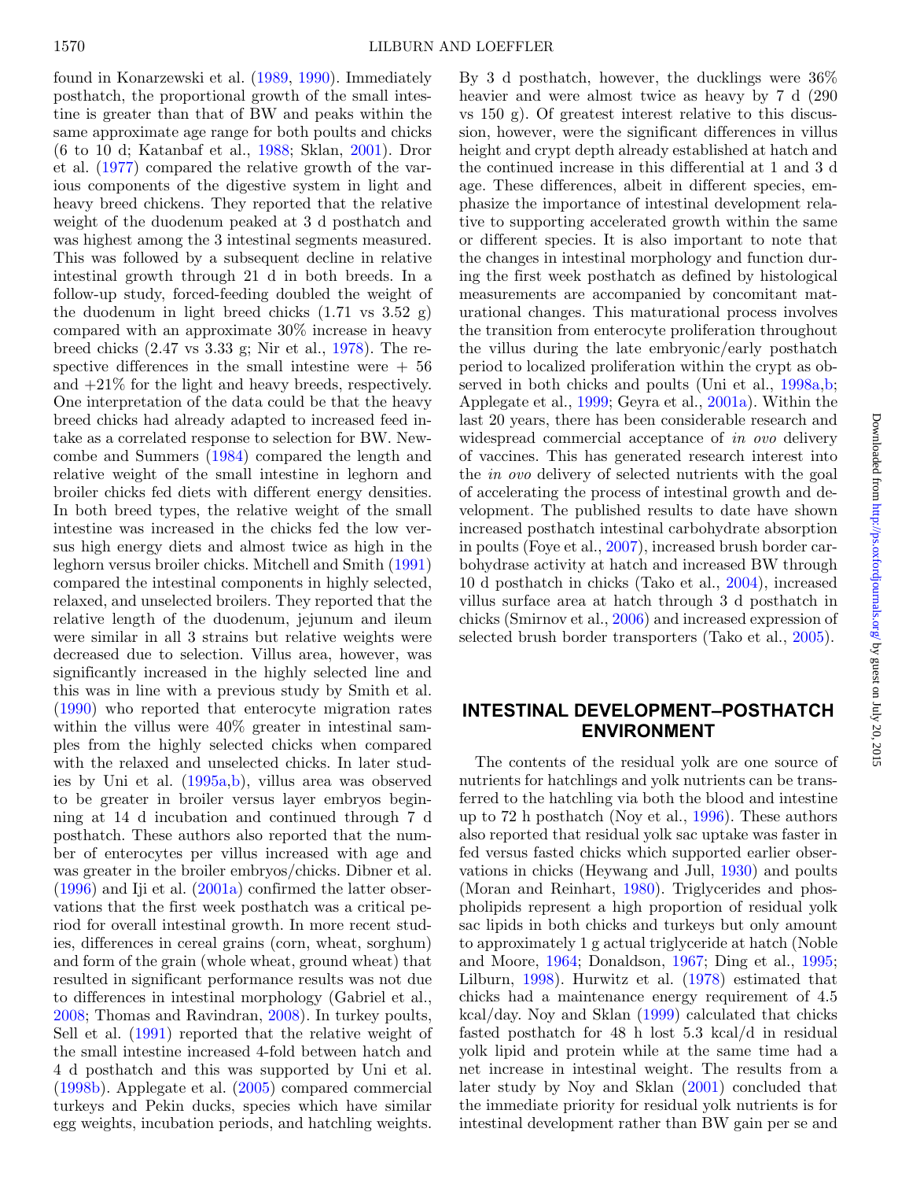found in Konarzewski et al. (1989, 1990). Immediately posthatch, the proportional growth of the small intestine is greater than that of BW and peaks within the same approximate age range for both poults and chicks (6 to 10 d; Katanbaf et al., 1988; Sklan, 2001). Dror et al. (1977) compared the relative growth of the various components of the digestive system in light and heavy breed chickens. They reported that the relative weight of the duodenum peaked at 3 d posthatch and was highest among the 3 intestinal segments measured. This was followed by a subsequent decline in relative intestinal growth through 21 d in both breeds. In a follow-up study, forced-feeding doubled the weight of the duodenum in light breed chicks (1.71 vs 3.52 g) compared with an approximate 30% increase in heavy breed chicks (2.47 vs 3.33 g; Nir et al., 1978). The respective differences in the small intestine were + 56 and +21% for the light and heavy breeds, respectively. One interpretation of the data could be that the heavy breed chicks had already adapted to increased feed intake as a correlated response to selection for BW. Newcombe and Summers (1984) compared the length and relative weight of the small intestine in leghorn and broiler chicks fed diets with different energy densities. In both breed types, the relative weight of the small intestine was increased in the chicks fed the low versus high energy diets and almost twice as high in the leghorn versus broiler chicks. Mitchell and Smith (1991) compared the intestinal components in highly selected, relaxed, and unselected broilers. They reported that the relative length of the duodenum, jejunum and ileum were similar in all 3 strains but relative weights were decreased due to selection. Villus area, however, was significantly increased in the highly selected line and this was in line with a previous study by Smith et al. (1990) who reported that enterocyte migration rates within the villus were 40% greater in intestinal samples from the highly selected chicks when compared with the relaxed and unselected chicks. In later studies by Uni et al. (1995a,b), villus area was observed to be greater in broiler versus layer embryos beginning at 14 d incubation and continued through 7 d posthatch. These authors also reported that the number of enterocytes per villus increased with age and was greater in the broiler embryos/chicks. Dibner et al. (1996) and Iji et al. (2001a) confirmed the latter observations that the first week posthatch was a critical period for overall intestinal growth. In more recent studies, differences in cereal grains (corn, wheat, sorghum) and form of the grain (whole wheat, ground wheat) that resulted in significant performance results was not due to differences in intestinal morphology (Gabriel et al., 2008; Thomas and Ravindran, 2008). In turkey poults, Sell et al. (1991) reported that the relative weight of the small intestine increased 4-fold between hatch and 4 d posthatch and this was supported by Uni et al. (1998b). Applegate et al. (2005) compared commercial turkeys and Pekin ducks, species which have similar egg weights, incubation periods, and hatchling weights. By 3 d posthatch, however, the ducklings were 36% heavier and were almost twice as heavy by 7 d (290 vs 150 g). Of greatest interest relative to this discussion, however, were the significant differences in villus height and crypt depth already established at hatch and the continued increase in this differential at 1 and 3 d age. These differences, albeit in different species, emphasize the importance of intestinal development relative to supporting accelerated growth within the same or different species. It is also important to note that the changes in intestinal morphology and function during the first week posthatch as defined by histological measurements are accompanied by concomitant maturational changes. This maturational process involves the transition from enterocyte proliferation throughout the villus during the late embryonic/early posthatch period to localized proliferation within the crypt as observed in both chicks and poults (Uni et al., 1998a,b; Applegate et al., 1999; Geyra et al., 2001a). Within the last 20 years, there has been considerable research and widespread commercial acceptance of *in ovo* delivery of vaccines. This has generated research interest into the *in ovo* delivery of selected nutrients with the goal of accelerating the process of intestinal growth and development. The published results to date have shown increased posthatch intestinal carbohydrate absorption in poults (Foye et al., 2007), increased brush border carbohydrase activity at hatch and increased BW through 10 d posthatch in chicks (Tako et al., 2004), increased villus surface area at hatch through 3 d posthatch in chicks (Smirnov et al., 2006) and increased expression of selected brush border transporters (Tako et al., 2005).

## INTESTINAL DEVELOPMENT–POSTHATCH ENVIRONMENT

The contents of the residual yolk are one source of nutrients for hatchlings and yolk nutrients can be transferred to the hatchling via both the blood and intestine up to 72 h posthatch (Noy et al., 1996). These authors also reported that residual yolk sac uptake was faster in fed versus fasted chicks which supported earlier observations in chicks (Heywang and Jull, 1930) and poults (Moran and Reinhart, 1980). Triglycerides and phospholipids represent a high proportion of residual yolk sac lipids in both chicks and turkeys but only amount to approximately 1 g actual triglyceride at hatch (Noble and Moore, 1964; Donaldson, 1967; Ding et al., 1995; Lilburn, 1998). Hurwitz et al. (1978) estimated that chicks had a maintenance energy requirement of 4.5 kcal/day. Noy and Sklan (1999) calculated that chicks fasted posthatch for 48 h lost 5.3 kcal/d in residual yolk lipid and protein while at the same time had a net increase in intestinal weight. The results from a later study by Noy and Sklan (2001) concluded that the immediate priority for residual yolk nutrients is for intestinal development rather than BW gain per se and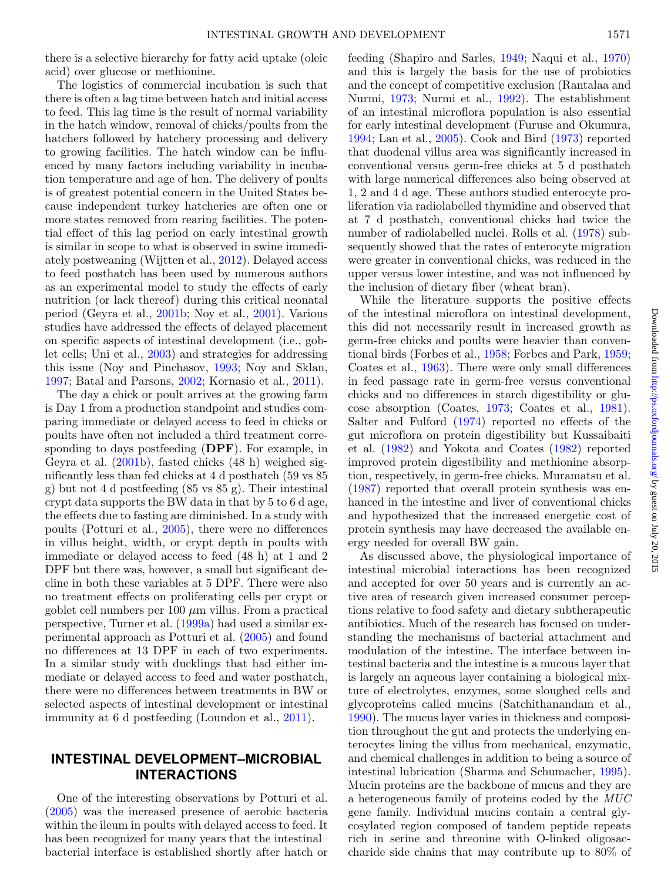there is a selective hierarchy for fatty acid uptake (oleic acid) over glucose or methionine.

The logistics of commercial incubation is such that there is often a lag time between hatch and initial access to feed. This lag time is the result of normal variability in the hatch window, removal of chicks/poults from the hatchers followed by hatchery processing and delivery to growing facilities. The hatch window can be influenced by many factors including variability in incubation temperature and age of hen. The delivery of poults is of greatest potential concern in the United States because independent turkey hatcheries are often one or more states removed from rearing facilities. The potential effect of this lag period on early intestinal growth is similar in scope to what is observed in swine immediately postweaning (Wijtten et al., 2012). Delayed access to feed posthatch has been used by numerous authors as an experimental model to study the effects of early nutrition (or lack thereof) during this critical neonatal period (Geyra et al., 2001b; Noy et al., 2001). Various studies have addressed the effects of delayed placement on specific aspects of intestinal development (i.e., goblet cells; Uni et al., 2003) and strategies for addressing this issue (Noy and Pinchasov, 1993; Noy and Sklan, 1997; Batal and Parsons, 2002; Kornasio et al., 2011).

The day a chick or poult arrives at the growing farm is Day 1 from a production standpoint and studies comparing immediate or delayed access to feed in chicks or poults have often not included a third treatment corresponding to days postfeeding (**DPF**). For example, in Geyra et al. (2001b), fasted chicks (48 h) weighed significantly less than fed chicks at 4 d posthatch (59 vs 85 g) but not 4 d postfeeding (85 vs 85 g). Their intestinal crypt data supports the BW data in that by 5 to 6 d age, the effects due to fasting are diminished. In a study with poults (Potturi et al., 2005), there were no differences in villus height, width, or crypt depth in poults with immediate or delayed access to feed (48 h) at 1 and 2 DPF but there was, however, a small but significant decline in both these variables at 5 DPF. There were also no treatment effects on proliferating cells per crypt or goblet cell numbers per 100 $\mu$m villus. From a practical perspective, Turner et al. (1999a) had used a similar experimental approach as Potturi et al. (2005) and found no differences at 13 DPF in each of two experiments. In a similar study with ducklings that had either immediate or delayed access to feed and water posthatch, there were no differences between treatments in BW or selected aspects of intestinal development or intestinal immunity at 6 d postfeeding (Loundon et al., 2011).

## INTESTINAL DEVELOPMENT–MICROBIAL INTERACTIONS

One of the interesting observations by Potturi et al. (2005) was the increased presence of aerobic bacteria within the ileum in poults with delayed access to feed. It has been recognized for many years that the intestinal–bacterial interface is established shortly after hatch or feeding (Shapiro and Sarles, 1949; Naqui et al., 1970) and this is largely the basis for the use of probiotics and the concept of competitive exclusion (Rantalaa and Nurmi, 1973; Nurmi et al., 1992). The establishment of an intestinal microflora population is also essential for early intestinal development (Furuse and Okumura, 1994; Lan et al., 2005). Cook and Bird (1973) reported that duodenal villus area was significantly increased in conventional versus germ-free chicks at 5 d posthatch with large numerical differences also being observed at 1, 2 and 4 d age. These authors studied enterocyte proliferation via radiolabelled thymidine and observed that at 7 d posthatch, conventional chicks had twice the number of radiolabelled nuclei. Rolls et al. (1978) subsequently showed that the rates of enterocyte migration were greater in conventional chicks, was reduced in the upper versus lower intestine, and was not influenced by the inclusion of dietary fiber (wheat bran).

While the literature supports the positive effects of the intestinal microflora on intestinal development, this did not necessarily result in increased growth as germ-free chicks and poults were heavier than conventional birds (Forbes et al., 1958; Forbes and Park, 1959; Coates et al., 1963). There were only small differences in feed passage rate in germ-free versus conventional chicks and no differences in starch digestibility or glucose absorption (Coates, 1973; Coates et al., 1981). Salter and Fulford (1974) reported no effects of the gut microflora on protein digestibility but Kussaibaiti et al. (1982) and Yokota and Coates (1982) reported improved protein digestibility and methionine absorption, respectively, in germ-free chicks. Muramatsu et al. (1987) reported that overall protein synthesis was enhanced in the intestine and liver of conventional chicks and hypothesized that the increased energetic cost of protein synthesis may have decreased the available energy needed for overall BW gain.

As discussed above, the physiological importance of intestinal–microbial interactions has been recognized and accepted for over 50 years and is currently an active area of research given increased consumer perceptions relative to food safety and dietary subtherapeutic antibiotics. Much of the research has focused on understanding the mechanisms of bacterial attachment and modulation of the intestine. The interface between intestinal bacteria and the intestine is a mucous layer that is largely an aqueous layer containing a biological mixture of electrolytes, enzymes, some sloughed cells and glycoproteins called mucins (Satchithanandam et al., 1990). The mucus layer varies in thickness and composition throughout the gut and protects the underlying enterocytes lining the villus from mechanical, enzymatic, and chemical challenges in addition to being a source of intestinal lubrication (Sharma and Schumacher, 1995). Mucin proteins are the backbone of mucus and they are a heterogeneous family of proteins coded by the *MUC* gene family. Individual mucins contain a central glycosylated region composed of tandem peptide repeats rich in serine and threonine with O-linked oligosaccharide side chains that may contribute up to 80% of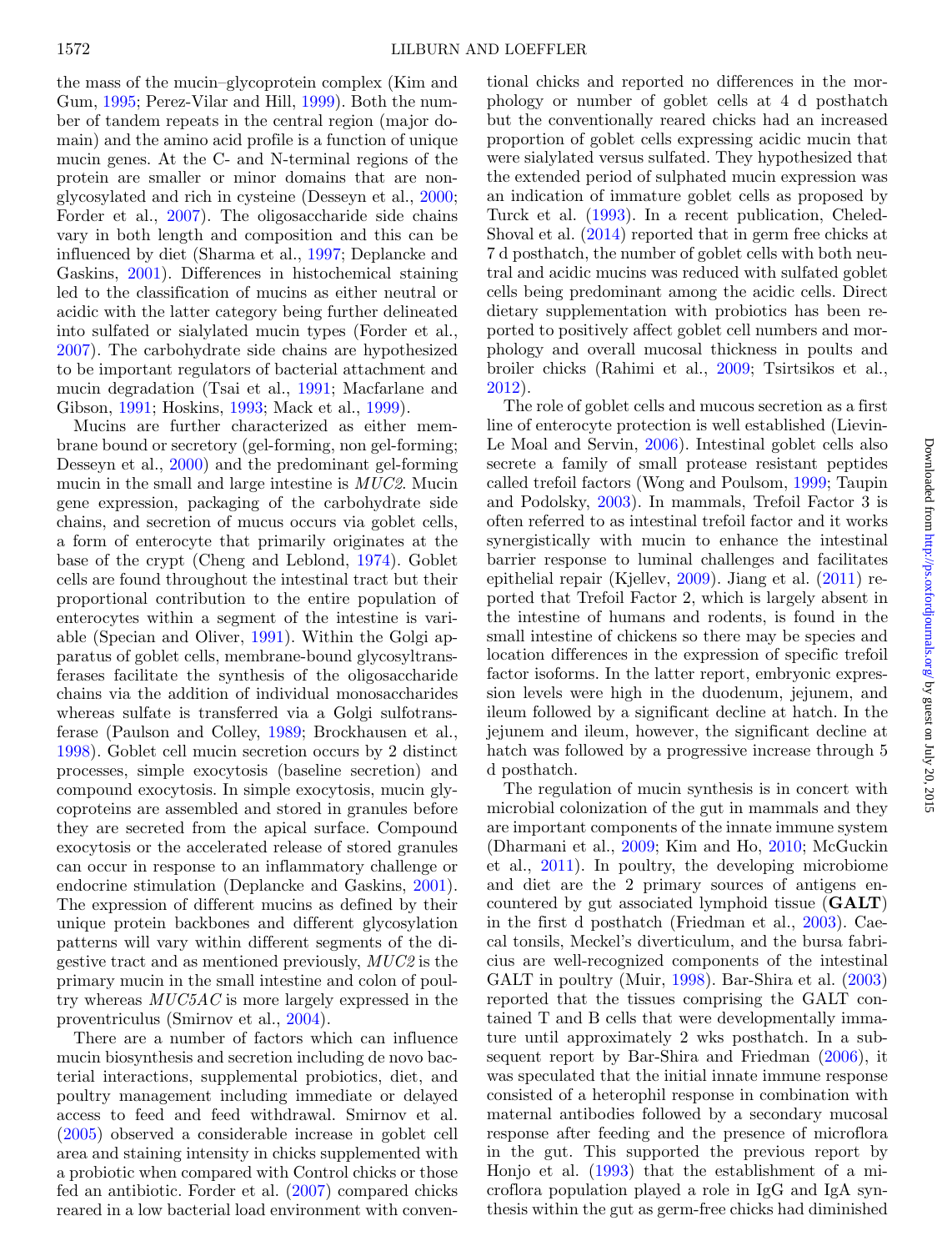the mass of the mucin–glycoprotein complex (Kim and Gum, 1995; Perez-Vilar and Hill, 1999). Both the number of tandem repeats in the central region (major domain) and the amino acid profile is a function of unique mucin genes. At the C- and N-terminal regions of the protein are smaller or minor domains that are nonglycosylated and rich in cysteine (Desseyn et al., 2000; Forder et al., 2007). The oligosaccharide side chains vary in both length and composition and this can be influenced by diet (Sharma et al., 1997; Deplancke and Gaskins, 2001). Differences in histochemical staining led to the classification of mucins as either neutral or acidic with the latter category being further delineated into sulfated or sialylated mucin types (Forder et al., 2007). The carbohydrate side chains are hypothesized to be important regulators of bacterial attachment and mucin degradation (Tsai et al., 1991; Macfarlane and Gibson, 1991; Hoskins, 1993; Mack et al., 1999).

Mucins are further characterized as either membrane bound or secretory (gel-forming, non gel-forming; Desseyn et al., 2000) and the predominant gel-forming mucin in the small and large intestine is *MUC2*. Mucin gene expression, packaging of the carbohydrate side chains, and secretion of mucus occurs via goblet cells, a form of enterocyte that primarily originates at the base of the crypt (Cheng and Leblond, 1974). Goblet cells are found throughout the intestinal tract but their proportional contribution to the entire population of enterocytes within a segment of the intestine is variable (Specian and Oliver, 1991). Within the Golgi apparatus of goblet cells, membrane-bound glycosyltransferases facilitate the synthesis of the oligosaccharide chains via the addition of individual monosaccharides whereas sulfate is transferred via a Golgi sulfotransferase (Paulson and Colley, 1989; Brockhausen et al., 1998). Goblet cell mucin secretion occurs by 2 distinct processes, simple exocytosis (baseline secretion) and compound exocytosis. In simple exocytosis, mucin glycoproteins are assembled and stored in granules before they are secreted from the apical surface. Compound exocytosis or the accelerated release of stored granules can occur in response to an inflammatory challenge or endocrine stimulation (Deplancke and Gaskins, 2001). The expression of different mucins as defined by their unique protein backbones and different glycosylation patterns will vary within different segments of the digestive tract and as mentioned previously, *MUC2* is the primary mucin in the small intestine and colon of poultry whereas *MUC5AC* is more largely expressed in the proventriculus (Smirnov et al., 2004).

There are a number of factors which can influence mucin biosynthesis and secretion including de novo bacterial interactions, supplemental probiotics, diet, and poultry management including immediate or delayed access to feed and feed withdrawal. Smirnov et al. (2005) observed a considerable increase in goblet cell area and staining intensity in chicks supplemented with a probiotic when compared with Control chicks or those fed an antibiotic. Forder et al. (2007) compared chicks reared in a low bacterial load environment with conventional chicks and reported no differences in the morphology or number of goblet cells at 4 d posthatch but the conventionally reared chicks had an increased proportion of goblet cells expressing acidic mucin that were sialylated versus sulfated. They hypothesized that the extended period of sulphated mucin expression was an indication of immature goblet cells as proposed by Turck et al. (1993). In a recent publication, Cheled-Shoval et al. (2014) reported that in germ free chicks at 7 d posthatch, the number of goblet cells with both neutral and acidic mucins was reduced with sulfated goblet cells being predominant among the acidic cells. Direct dietary supplementation with probiotics has been reported to positively affect goblet cell numbers and morphology and overall mucosal thickness in poults and broiler chicks (Rahimi et al., 2009; Tsirtsikos et al., 2012).

The role of goblet cells and mucous secretion as a first line of enterocyte protection is well established (Lievin-Le Moal and Servin, 2006). Intestinal goblet cells also secrete a family of small protease resistant peptides called trefoil factors (Wong and Poulsom, 1999; Taupin and Podolsky, 2003). In mammals, Trefoil Factor 3 is often referred to as intestinal trefoil factor and it works synergistically with mucin to enhance the intestinal barrier response to luminal challenges and facilitates epithelial repair (Kjellev, 2009). Jiang et al. (2011) reported that Trefoil Factor 2, which is largely absent in the intestine of humans and rodents, is found in the small intestine of chickens so there may be species and location differences in the expression of specific trefoil factor isoforms. In the latter report, embryonic expression levels were high in the duodenum, jejunem, and ileum followed by a significant decline at hatch. In the jejunem and ileum, however, the significant decline at hatch was followed by a progressive increase through 5 d posthatch.

The regulation of mucin synthesis is in concert with microbial colonization of the gut in mammals and they are important components of the innate immune system (Dharmani et al., 2009; Kim and Ho, 2010; McGuckin et al., 2011). In poultry, the developing microbiome and diet are the 2 primary sources of antigens encountered by gut associated lymphoid tissue (**GALT**) in the first d posthatch (Friedman et al., 2003). Caecal tonsils, Meckel's diverticulum, and the bursa fabricius are well-recognized components of the intestinal GALT in poultry (Muir, 1998). Bar-Shira et al. (2003) reported that the tissues comprising the GALT contained T and B cells that were developmentally immature until approximately 2 wks posthatch. In a subsequent report by Bar-Shira and Friedman (2006), it was speculated that the initial innate immune response consisted of a heterophil response in combination with maternal antibodies followed by a secondary mucosal response after feeding and the presence of microflora in the gut. This supported the previous report by Honjo et al. (1993) that the establishment of a microflora population played a role in IgG and IgA synthesis within the gut as germ-free chicks had diminished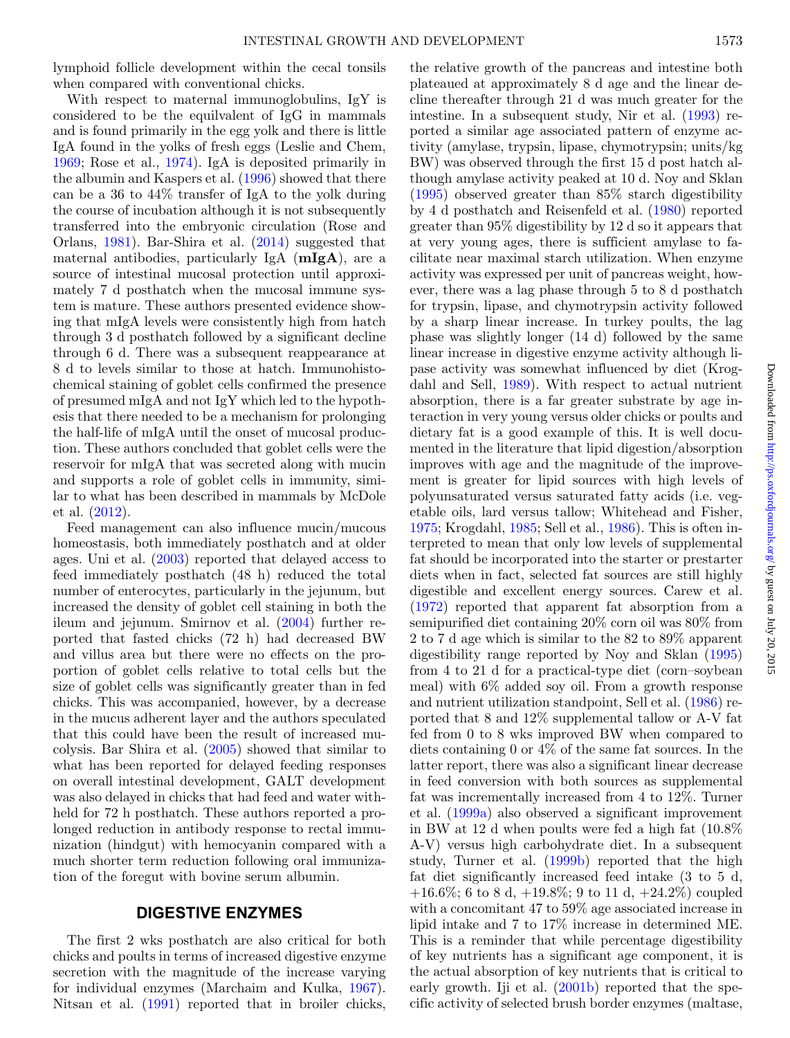lymphoid follicle development within the cecal tonsils when compared with conventional chicks.

With respect to maternal immunoglobulins, IgY is considered to be the equilvalent of IgG in mammals and is found primarily in the egg yolk and there is little IgA found in the yolks of fresh eggs (Leslie and Chem, 1969; Rose et al., 1974). IgA is deposited primarily in the albumin and Kaspers et al. (1996) showed that there can be a 36 to 44% transfer of IgA to the yolk during the course of incubation although it is not subsequently transferred into the embryonic circulation (Rose and Orlans, 1981). Bar-Shira et al. (2014) suggested that maternal antibodies, particularly IgA (**mIgA**), are a source of intestinal mucosal protection until approximately 7 d posthatch when the mucosal immune system is mature. These authors presented evidence showing that mIgA levels were consistently high from hatch through 3 d posthatch followed by a significant decline through 6 d. There was a subsequent reappearance at 8 d to levels similar to those at hatch. Immunohistochemical staining of goblet cells confirmed the presence of presumed mIgA and not IgY which led to the hypothesis that there needed to be a mechanism for prolonging the half-life of mIgA until the onset of mucosal production. These authors concluded that goblet cells were the reservoir for mIgA that was secreted along with mucin and supports a role of goblet cells in immunity, similar to what has been described in mammals by McDole et al. (2012).

Feed management can also influence mucin/mucous homeostasis, both immediately posthatch and at older ages. Uni et al. (2003) reported that delayed access to feed immediately posthatch (48 h) reduced the total number of enterocytes, particularly in the jejunum, but increased the density of goblet cell staining in both the ileum and jejunum. Smirnov et al. (2004) further reported that fasted chicks (72 h) had decreased BW and villus area but there were no effects on the proportion of goblet cells relative to total cells but the size of goblet cells was significantly greater than in fed chicks. This was accompanied, however, by a decrease in the mucus adherent layer and the authors speculated that this could have been the result of increased mucolysis. Bar Shira et al. (2005) showed that similar to what has been reported for delayed feeding responses on overall intestinal development, GALT development was also delayed in chicks that had feed and water withheld for 72 h posthatch. These authors reported a prolonged reduction in antibody response to rectal immunization (hindgut) with hemocyanin compared with a much shorter term reduction following oral immunization of the foregut with bovine serum albumin.

## DIGESTIVE ENZYMES

The first 2 wks posthatch are also critical for both chicks and poults in terms of increased digestive enzyme secretion with the magnitude of the increase varying for individual enzymes (Marchaim and Kulka, 1967). Nitsan et al. (1991) reported that in broiler chicks, the relative growth of the pancreas and intestine both plateaued at approximately 8 d age and the linear decline thereafter through 21 d was much greater for the intestine. In a subsequent study, Nir et al. (1993) reported a similar age associated pattern of enzyme activity (amylase, trypsin, lipase, chymotrypsin; units/kg BW) was observed through the first 15 d post hatch although amylase activity peaked at 10 d. Noy and Sklan (1995) observed greater than 85% starch digestibility by 4 d posthatch and Reisenfeld et al. (1980) reported greater than 95% digestibility by 12 d so it appears that at very young ages, there is sufficient amylase to facilitate near maximal starch utilization. When enzyme activity was expressed per unit of pancreas weight, however, there was a lag phase through 5 to 8 d posthatch for trypsin, lipase, and chymotrypsin activity followed by a sharp linear increase. In turkey poults, the lag phase was slightly longer (14 d) followed by the same linear increase in digestive enzyme activity although lipase activity was somewhat influenced by diet (Krogdahl and Sell, 1989). With respect to actual nutrient absorption, there is a far greater substrate by age interaction in very young versus older chicks or poults and dietary fat is a good example of this. It is well documented in the literature that lipid digestion/absorption improves with age and the magnitude of the improvement is greater for lipid sources with high levels of polyunsaturated versus saturated fatty acids (i.e. vegetable oils, lard versus tallow; Whitehead and Fisher, 1975; Krogdahl, 1985; Sell et al., 1986). This is often interpreted to mean that only low levels of supplemental fat should be incorporated into the starter or prestarter diets when in fact, selected fat sources are still highly digestible and excellent energy sources. Carew et al. (1972) reported that apparent fat absorption from a semipurified diet containing 20% corn oil was 80% from 2 to 7 d age which is similar to the 82 to 89% apparent digestibility range reported by Noy and Sklan (1995) from 4 to 21 d for a practical-type diet (corn–soybean meal) with 6% added soy oil. From a growth response and nutrient utilization standpoint, Sell et al. (1986) reported that 8 and 12% supplemental tallow or A-V fat fed from 0 to 8 wks improved BW when compared to diets containing 0 or 4% of the same fat sources. In the latter report, there was also a significant linear decrease in feed conversion with both sources as supplemental fat was incrementally increased from 4 to 12%. Turner et al. (1999a) also observed a significant improvement in BW at 12 d when poults were fed a high fat (10.8% A-V) versus high carbohydrate diet. In a subsequent study, Turner et al. (1999b) reported that the high fat diet significantly increased feed intake (3 to 5 d, +16.6%; 6 to 8 d, +19.8%; 9 to 11 d, +24.2%) coupled with a concomitant 47 to 59% age associated increase in lipid intake and 7 to 17% increase in determined ME. This is a reminder that while percentage digestibility of key nutrients has a significant age component, it is the actual absorption of key nutrients that is critical to early growth. Iji et al. (2001b) reported that the specific activity of selected brush border enzymes (maltase,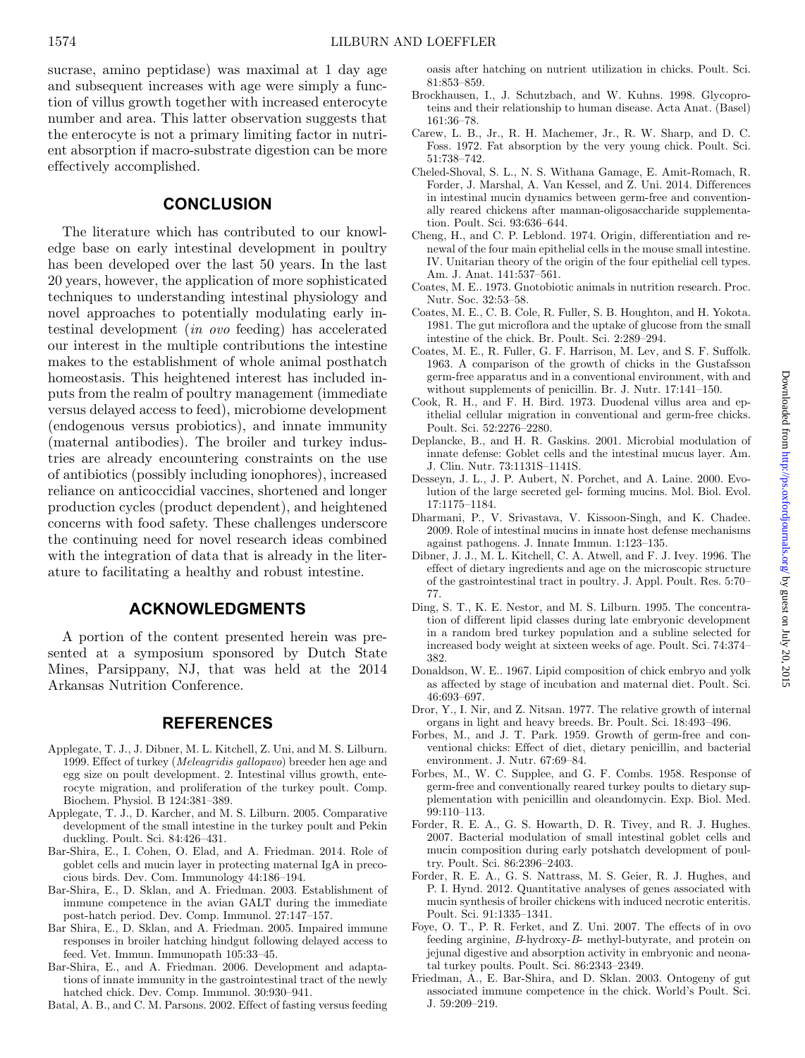sucrase, amino peptidase) was maximal at 1 day age and subsequent increases with age were simply a function of villus growth together with increased enterocyte number and area. This latter observation suggests that the enterocyte is not a primary limiting factor in nutrient absorption if macro-substrate digestion can be more effectively accomplished.

## CONCLUSION

The literature which has contributed to our knowledge base on early intestinal development in poultry has been developed over the last 50 years. In the last 20 years, however, the application of more sophisticated techniques to understanding intestinal physiology and novel approaches to potentially modulating early intestinal development (*in ovo* feeding) has accelerated our interest in the multiple contributions the intestine makes to the establishment of whole animal posthatch homeostasis. This heightened interest has included inputs from the realm of poultry management (immediate versus delayed access to feed), microbiome development (endogenous versus probiotics), and innate immunity (maternal antibodies). The broiler and turkey industries are already encountering constraints on the use of antibiotics (possibly including ionophores), increased reliance on anticoccidial vaccines, shortened and longer production cycles (product dependent), and heightened concerns with food safety. These challenges underscore the continuing need for novel research ideas combined with the integration of data that is already in the literature to facilitating a healthy and robust intestine.

## ACKNOWLEDGMENTS

A portion of the content presented herein was presented at a symposium sponsored by Dutch State Mines, Parsippany, NJ, that was held at the 2014 Arkansas Nutrition Conference.

## REFERENCES

Applegate, T. J., J. Dibner, M. L. Kitchell, Z. Uni, and M. S. Lilburn. 1999. Effect of turkey (*Meleagridis gallopavo*) breeder hen age and egg size on poult development. 2. Intestinal villus growth, enterocyte migration, and proliferation of the turkey poult. Comp. Biochem. Physiol. B 124:381–389.

Applegate, T. J., D. Karcher, and M. S. Lilburn. 2005. Comparative development of the small intestine in the turkey poult and Pekin duckling. Poult. Sci. 84:426–431.

Bar-Shira, E., I. Cohen, O. Elad, and A. Friedman. 2014. Role of goblet cells and mucin layer in protecting maternal IgA in precocious birds. Dev. Com. Immunology 44:186–194.

Bar-Shira, E., D. Sklan, and A. Friedman. 2003. Establishment of immune competence in the avian GALT during the immediate post-hatch period. Dev. Comp. Immunol. 27:147–157.

Bar Shira, E., D. Sklan, and A. Friedman. 2005. Impaired immune responses in broiler hatching hindgut following delayed access to feed. Vet. Immun. Immunopath 105:33–45.

Bar-Shira, E., and A. Friedman. 2006. Development and adaptations of innate immunity in the gastrointestinal tract of the newly hatched chick. Dev. Comp. Immunol. 30:930–941.

Batal, A. B., and C. M. Parsons. 2002. Effect of fasting versus feeding oasis after hatching on nutrient utilization in chicks. Poult. Sci. 81:853–859.

Brockhausen, I., J. Schutzbach, and W. Kuhns. 1998. Glycoproteins and their relationship to human disease. Acta Anat. (Basel) 161:36–78.

Carew, L. B., Jr., R. H. Machemer, Jr., R. W. Sharp, and D. C. Foss. 1972. Fat absorption by the very young chick. Poult. Sci. 51:738–742.

Cheled-Shoval, S. L., N. S. Withana Gamage, E. Amit-Romach, R. Forder, J. Marshal, A. Van Kessel, and Z. Uni. 2014. Differences in intestinal mucin dynamics between germ-free and conventionally reared chickens after mannan-oligosaccharide supplementation. Poult. Sci. 93:636–644.

Cheng, H., and C. P. Leblond. 1974. Origin, differentiation and renewal of the four main epithelial cells in the mouse small intestine. IV. Unitarian theory of the origin of the four epithelial cell types. Am. J. Anat. 141:537–561.

Coates, M. E.. 1973. Gnotobiotic animals in nutrition research. Proc. Nutr. Soc. 32:53–58.

Coates, M. E., C. B. Cole, R. Fuller, S. B. Houghton, and H. Yokota. 1981. The gut microflora and the uptake of glucose from the small intestine of the chick. Br. Poult. Sci. 2:289–294.

Coates, M. E., R. Fuller, G. F. Harrison, M. Lev, and S. F. Suffolk. 1963. A comparison of the growth of chicks in the Gustafsson germ-free apparatus and in a conventional environment, with and without supplements of penicillin. Br. J. Nutr. 17:141–150.

Cook, R. H., and F. H. Bird. 1973. Duodenal villus area and epithelial cellular migration in conventional and germ-free chicks. Poult. Sci. 52:2276–2280.

Deplancke, B., and H. R. Gaskins. 2001. Microbial modulation of innate defense: Goblet cells and the intestinal mucus layer. Am. J. Clin. Nutr. 73:1131S–1141S.

Desseyn, J. L., J. P. Aubert, N. Porchet, and A. Laine. 2000. Evolution of the large secreted gel- forming mucins. Mol. Biol. Evol. 17:1175–1184.

Dharmani, P., V. Srivastava, V. Kissoon-Singh, and K. Chadee. 2009. Role of intestinal mucins in innate host defense mechanisms against pathogens. J. Innate Immun. 1:123–135.

Dibner, J. J., M. L. Kitchell, C. A. Atwell, and F. J. Ivey. 1996. The effect of dietary ingredients and age on the microscopic structure of the gastrointestinal tract in poultry. J. Appl. Poult. Res. 5:70–77.

Ding, S. T., K. E. Nestor, and M. S. Lilburn. 1995. The concentration of different lipid classes during late embryonic development in a random bred turkey population and a subline selected for increased body weight at sixteen weeks of age. Poult. Sci. 74:374–382.

Donaldson, W. E.. 1967. Lipid composition of chick embryo and yolk as affected by stage of incubation and maternal diet. Poult. Sci. 46:693–697.

Dror, Y., I. Nir, and Z. Nitsan. 1977. The relative growth of internal organs in light and heavy breeds. Br. Poult. Sci. 18:493–496.

Forbes, M., and J. T. Park. 1959. Growth of germ-free and conventional chicks: Effect of diet, dietary penicillin, and bacterial environment. J. Nutr. 67:69–84.

Forbes, M., W. C. Supplee, and G. F. Combs. 1958. Response of germ-free and conventionally reared turkey poults to dietary supplementation with penicillin and oleandomycin. Exp. Biol. Med. 99:110–113.

Forder, R. E. A., G. S. Howarth, D. R. Tivey, and R. J. Hughes. 2007. Bacterial modulation of small intestinal goblet cells and mucin composition during early potshatch development of poultry. Poult. Sci. 86:2396–2403.

Forder, R. E. A., G. S. Nattrass, M. S. Geier, R. J. Hughes, and P. I. Hynd. 2012. Quantitative analyses of genes associated with mucin synthesis of broiler chickens with induced necrotic enteritis. Poult. Sci. 91:1335–1341.

Foye, O. T., P. R. Ferket, and Z. Uni. 2007. The effects of in ovo feeding arginine, *B*-hydroxy-*B*- methyl-butyrate, and protein on jejunal digestive and absorption activity in embryonic and neonatal turkey poults. Poult. Sci. 86:2343–2349.

Friedman, A., E. Bar-Shira, and D. Sklan. 2003. Ontogeny of gut associated immune competence in the chick. World's Poult. Sci. J. 59:209–219.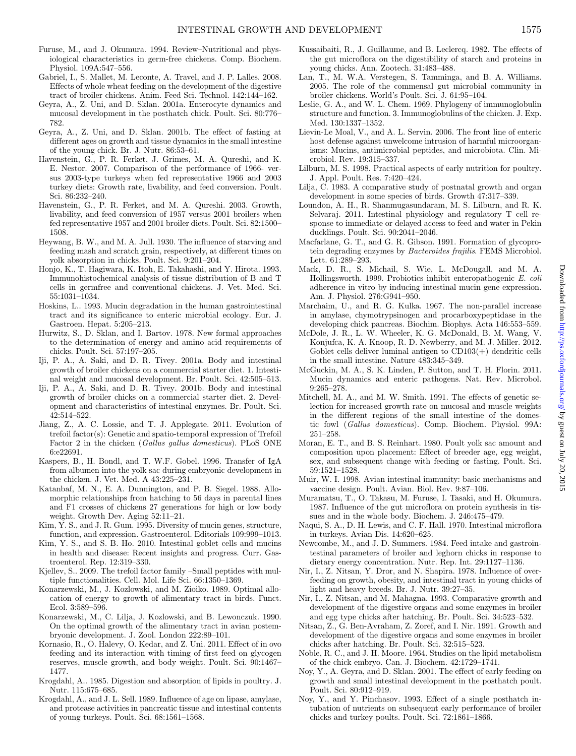Furuse, M., and J. Okumura. 1994. Review–Nutritional and physiological characteristics in germ-free chickens. Comp. Biochem. Physiol. 109A:547–556.

Gabriel, I., S. Mallet, M. Leconte, A. Travel, and J. P. Lalles. 2008. Effects of whole wheat feeding on the development of the digestive tract of broiler chickens. Anim. Feed Sci. Technol. 142:144–162.

Geyra, A., Z. Uni, and D. Sklan. 2001a. Enterocyte dynamics and mucosal development in the posthatch chick. Poult. Sci. 80:776–782.

Geyra, A., Z. Uni, and D. Sklan. 2001b. The effect of fasting at different ages on growth and tissue dynamics in the small intestine of the young chick. Br. J. Nutr. 86:53–61.

Havenstein, G., P. R. Ferket, J. Grimes, M. A. Qureshi, and K. E. Nestor. 2007. Comparison of the performance of 1966- versus 2003-type turkeys when fed representative 1966 and 2003 turkey diets: Growth rate, livability, and feed conversion. Poult. Sci. 86:232–240.

Havenstein, G., P. R. Ferket, and M. A. Qureshi. 2003. Growth, livability, and feed conversion of 1957 versus 2001 broilers when fed representative 1957 and 2001 broiler diets. Poult. Sci. 82:1500–1508.

Heywang, B. W., and M. A. Jull. 1930. The influence of starving and feeding mash and scratch grain, respectively, at different times on yolk absorption in chicks. Poult. Sci. 9:201–204.

Honjo, K., T. Hagiwara, K. Itoh, E. Takahashi, and Y. Hirota. 1993. Immunohistochemical analysis of tissue distribution of B and T cells in germfree and conventional chickens. J. Vet. Med. Sci. 55:1031–1034.

Hoskins, L.. 1993. Mucin degradation in the human gastrointestinal tract and its significance to enteric microbial ecology. Eur. J. Gastroen. Hepat. 5:205–213.

Hurwitz, S., D. Sklan, and I. Bartov. 1978. New formal approaches to the determination of energy and amino acid requirements of chicks. Poult. Sci. 57:197–205.

Iji, P. A., A. Saki, and D. R. Tivey. 2001a. Body and intestinal growth of broiler chickens on a commercial starter diet. 1. Intestinal weight and mucosal development. Br. Poult. Sci. 42:505–513.

Iji, P. A., A. Saki, and D. R. Tivey. 2001b. Body and intestinal growth of broiler chicks on a commercial starter diet. 2. Development and characteristics of intestinal enzymes. Br. Poult. Sci. 42:514–522.

Jiang, Z., A. C. Lossie, and T. J. Applegate. 2011. Evolution of trefoil factor(s): Genetic and spatio-temporal expression of Trefoil Factor 2 in the chicken (*Gallus gallus domesticus*). PLoS ONE 6:e22691.

Kaspers, B., H. Bondl, and T. W.F. Gobel. 1996. Transfer of IgA from albumen into the yolk sac during embryonic development in the chicken. J. Vet. Med. A 43:225–231.

Katanbaf, M. N., E. A. Dunnington, and P. B. Siegel. 1988. Allomorphic relationships from hatching to 56 days in parental lines and F1 crosses of chickens 27 generations for high or low body weight. Growth Dev. Aging 52:11–21.

Kim, Y. S., and J. R. Gum. 1995. Diversity of mucin genes, structure, function, and expression. Gastroenterol. Editorials 109:999–1013.

Kim, Y. S., and S. B. Ho. 2010. Intestinal goblet cells and mucins in health and disease: Recent insights and progress. Curr. Gastroenterol. Rep. 12:319–330.

Kjellev, S.. 2009. The trefoil factor family –Small peptides with multiple functionalities. Cell. Mol. Life Sci. 66:1350–1369.

Konarzewski, M., J. Kozlowski, and M. Zioiko. 1989. Optimal allocation of energy to growth of alimentary tract in birds. Funct. Ecol. 3:589–596.

Konarzewski, M., C. Lilja, J. Kozlowski, and B. Lewonczuk. 1990. On the optimal growth of the alimentary tract in avian postembryonic development. J. Zool. London 222:89–101.

Kornasio, R., O. Halevy, O. Kedar, and Z. Uni. 2011. Effect of in ovo feeding and its interaction with timing of first feed on glycogen reserves, muscle growth, and body weight. Poult. Sci. 90:1467–1477.

Krogdahl, A.. 1985. Digestion and absorption of lipids in poultry. J. Nutr. 115:675–685.

Krogdahl, A., and J. L. Sell. 1989. Influence of age on lipase, amylase, and protease activities in pancreatic tissue and intestinal contents of young turkeys. Poult. Sci. 68:1561–1568.

Kussaibaiti, R., J. Guillaume, and B. Leclercq. 1982. The effects of the gut microflora on the digestibility of starch and proteins in young chicks. Ann. Zootech. 31:483–488.

Lan, T., M. W.A. Verstegen, S. Tamminga, and B. A. Williams. 2005. The role of the commensal gut microbial community in broiler chickens. World's Poult. Sci. J. 61:95–104.

Leslie, G. A., and W. L. Chem. 1969. Phylogeny of immunoglobulin structure and function. 3. Immunoglobulins of the chicken. J. Exp. Med. 130:1337–1352.

Lievin-Le Moal, V., and A. L. Servin. 2006. The front line of enteric host defense against unwelcome intrusion of harmful microorganisms: Mucins, antimicrobial peptides, and microbiota. Clin. Microbiol. Rev. 19:315–337.

Lilburn, M. S. 1998. Practical aspects of early nutrition for poultry. J. Appl. Poult. Res. 7:420–424.

Lilja, C. 1983. A comparative study of postnatal growth and organ development in some species of birds. Growth 47:317–339.

Loundon, A. H., R. Shanmugasundaram, M. S. Lilburn, and R. K. Selvaraj. 2011. Intestinal physiology and regulatory T cell response to immediate or delayed access to feed and water in Pekin ducklings. Poult. Sci. 90:2041–2046.

Macfarlane, G. T., and G. R. Gibson. 1991. Formation of glycoprotein degrading enzymes by *Bacteroides frajilis*. FEMS Microbiol. Lett. 61:289–293.

Mack, D. R., S. Michail, S. Wie, L. McDougall, and M. A. Hollingsworth. 1999. Probiotics inhibit enteropathogenic *E. coli* adherence in vitro by inducing intestinal mucin gene expression. Am. J. Physiol. 276:G941–950.

Marchaim, U., and R. G. Kulka. 1967. The non-parallel increase in amylase, chymotrypsinogen and procarboxypeptidase in the developing chick pancreas. Biochim. Biophys. Acta 146:553–559.

McDole, J. R., L. W. Wheeler, K. G. McDonald, B. M. Wang, V. Konjufca, K. A. Knoop, R. D. Newberry, and M. J. Miller. 2012. Goblet cells deliver luminal antigen to CD103(+) dendritic cells in the small intestine. Nature 483:345–349.

McGuckin, M. A., S. K. Linden, P. Sutton, and T. H. Florin. 2011. Mucin dynamics and enteric pathogens. Nat. Rev. Microbol. 9:265–278.

Mitchell, M. A., and M. W. Smith. 1991. The effects of genetic selection for increased growth rate on mucosal and muscle weights in the different regions of the small intestine of the domestic fowl (*Gallus domesticus*). Comp. Biochem. Physiol. 99A: 251–258.

Moran, E. T., and B. S. Reinhart. 1980. Poult yolk sac amount and composition upon placement: Effect of breeder age, egg weight, sex, and subsequent change with feeding or fasting. Poult. Sci. 59:1521–1528.

Muir, W. I. 1998. Avian intestinal immunity: basic mechanisms and vaccine design. Poult. Avian. Biol. Rev. 9:87–106.

Muramatsu, T., O. Takasu, M. Furuse, I. Tasaki, and H. Okumura. 1987. Influence of the gut microflora on protein synthesis in tissues and in the whole body. Biochem. J. 246:475–479.

Naqui, S. A., D. H. Lewis, and C. F. Hall. 1970. Intestinal microflora in turkeys. Avian Dis. 14:620–625.

Newcombe, M., and J. D. Summers. 1984. Feed intake and gastrointestinal parameters of broiler and leghorn chicks in response to dietary energy concentration. Nutr. Rep. Int. 29:1127–1136.

Nir, I., Z. Nitsan, Y. Dror, and N. Shapira. 1978. Influence of overfeeding on growth, obesity, and intestinal tract in young chicks of light and heavy breeds. Br. J. Nutr. 39:27–35.

Nir, I., Z. Nitsan, and M. Mahagna. 1993. Comparative growth and development of the digestive organs and some enzymes in broiler and egg type chicks after hatching. Br. Poult. Sci. 34:523–532.

Nitsan, Z., G. Ben-Avraham, Z. Zoref, and I. Nir. 1991. Growth and development of the digestive organs and some enzymes in broiler chicks after hatching. Br. Poult. Sci. 32:515–523.

Noble, R. C., and J. H. Moore. 1964. Studies on the lipid metabolism of the chick embryo. Can. J. Biochem. 42:1729–1741.

Noy, Y., A. Geyra, and D. Sklan. 2001. The effect of early feeding on growth and small intestinal development in the posthatch poult. Poult. Sci. 80:912–919.

Noy, Y., and Y. Pinchasov. 1993. Effect of a single posthatch intubation of nutrients on subsequent early performance of broiler chicks and turkey poults. Poult. Sci. 72:1861–1866.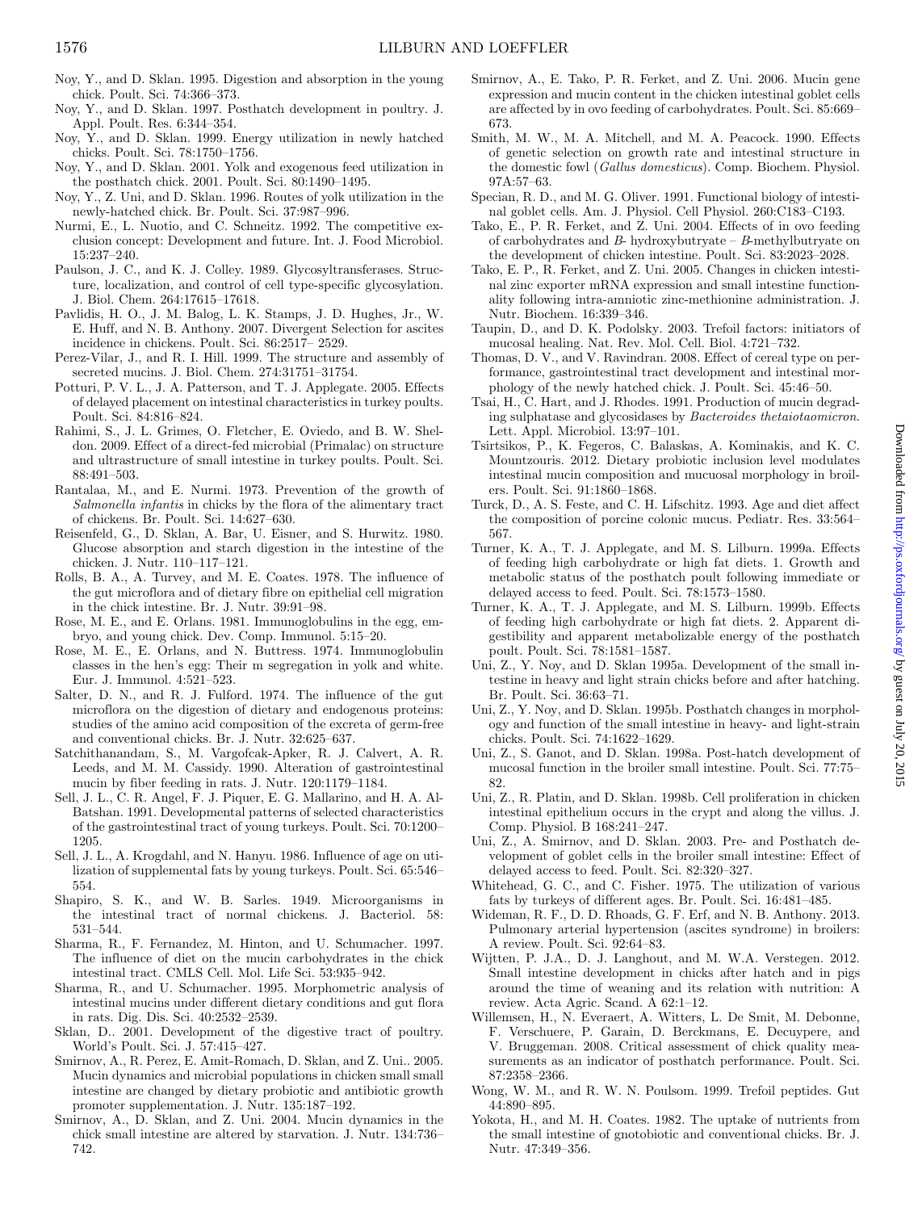Noy, Y., and D. Sklan. 1995. Digestion and absorption in the young chick. Poult. Sci. 74:366–373.

Noy, Y., and D. Sklan. 1997. Posthatch development in poultry. J. Appl. Poult. Res. 6:344–354.

Noy, Y., and D. Sklan. 1999. Energy utilization in newly hatched chicks. Poult. Sci. 78:1750–1756.

Noy, Y., and D. Sklan. 2001. Yolk and exogenous feed utilization in the posthatch chick. 2001. Poult. Sci. 80:1490–1495.

Noy, Y., Z. Uni, and D. Sklan. 1996. Routes of yolk utilization in the newly-hatched chick. Br. Poult. Sci. 37:987–996.

Nurmi, E., L. Nuotio, and C. Schneitz. 1992. The competitive exclusion concept: Development and future. Int. J. Food Microbiol. 15:237–240.

Paulson, J. C., and K. J. Colley. 1989. Glycosyltransferases. Structure, localization, and control of cell type-specific glycosylation. J. Biol. Chem. 264:17615–17618.

Pavlidis, H. O., J. M. Balog, L. K. Stamps, J. D. Hughes, Jr., W. E. Huff, and N. B. Anthony. 2007. Divergent Selection for ascites incidence in chickens. Poult. Sci. 86:2517– 2529.

Perez-Vilar, J., and R. I. Hill. 1999. The structure and assembly of secreted mucins. J. Biol. Chem. 274:31751–31754.

Potturi, P. V. L., J. A. Patterson, and T. J. Applegate. 2005. Effects of delayed placement on intestinal characteristics in turkey poults. Poult. Sci. 84:816–824.

Rahimi, S., J. L. Grimes, O. Fletcher, E. Oviedo, and B. W. Sheldon. 2009. Effect of a direct-fed microbial (Primalac) on structure and ultrastructure of small intestine in turkey poults. Poult. Sci. 88:491–503.

Rantalaa, M., and E. Nurmi. 1973. Prevention of the growth of *Salmonella infantis* in chicks by the flora of the alimentary tract of chickens. Br. Poult. Sci. 14:627–630.

Reisenfeld, G., D. Sklan, A. Bar, U. Eisner, and S. Hurwitz. 1980. Glucose absorption and starch digestion in the intestine of the chicken. J. Nutr. 110–117–121.

Rolls, B. A., A. Turvey, and M. E. Coates. 1978. The influence of the gut microflora and of dietary fibre on epithelial cell migration in the chick intestine. Br. J. Nutr. 39:91–98.

Rose, M. E., and E. Orlans. 1981. Immunoglobulins in the egg, embryo, and young chick. Dev. Comp. Immunol. 5:15–20.

Rose, M. E., E. Orlans, and N. Buttress. 1974. Immunoglobulin classes in the hen's egg: Their m segregation in yolk and white. Eur. J. Immunol. 4:521–523.

Salter, D. N., and R. J. Fulford. 1974. The influence of the gut microflora on the digestion of dietary and endogenous proteins: studies of the amino acid composition of the excreta of germ-free and conventional chicks. Br. J. Nutr. 32:625–637.

Satchithanandam, S., M. Vargofcak-Apker, R. J. Calvert, A. R. Leeds, and M. M. Cassidy. 1990. Alteration of gastrointestinal mucin by fiber feeding in rats. J. Nutr. 120:1179–1184.

Sell, J. L., C. R. Angel, F. J. Piquer, E. G. Mallarino, and H. A. Al-Batshan. 1991. Developmental patterns of selected characteristics of the gastrointestinal tract of young turkeys. Poult. Sci. 70:1200–1205.

Sell, J. L., A. Krogdahl, and N. Hanyu. 1986. Influence of age on utilization of supplemental fats by young turkeys. Poult. Sci. 65:546–554.

Shapiro, S. K., and W. B. Sarles. 1949. Microorganisms in the intestinal tract of normal chickens. J. Bacteriol. 58: 531–544.

Sharma, R., F. Fernandez, M. Hinton, and U. Schumacher. 1997. The influence of diet on the mucin carbohydrates in the chick intestinal tract. CMLS Cell. Mol. Life Sci. 53:935–942.

Sharma, R., and U. Schumacher. 1995. Morphometric analysis of intestinal mucins under different dietary conditions and gut flora in rats. Dig. Dis. Sci. 40:2532–2539.

Sklan, D.. 2001. Development of the digestive tract of poultry. World's Poult. Sci. J. 57:415–427.

Smirnov, A., R. Perez, E. Amit-Romach, D. Sklan, and Z. Uni.. 2005. Mucin dynamics and microbial populations in chicken small small intestine are changed by dietary probiotic and antibiotic growth promoter supplementation. J. Nutr. 135:187–192.

Smirnov, A., D. Sklan, and Z. Uni. 2004. Mucin dynamics in the chick small intestine are altered by starvation. J. Nutr. 134:736–742.

Smirnov, A., E. Tako, P. R. Ferket, and Z. Uni. 2006. Mucin gene expression and mucin content in the chicken intestinal goblet cells are affected by in ovo feeding of carbohydrates. Poult. Sci. 85:669–673.

Smith, M. W., M. A. Mitchell, and M. A. Peacock. 1990. Effects of genetic selection on growth rate and intestinal structure in the domestic fowl (*Gallus domesticus*). Comp. Biochem. Physiol. 97A:57–63.

Specian, R. D., and M. G. Oliver. 1991. Functional biology of intestinal goblet cells. Am. J. Physiol. Cell Physiol. 260:C183–C193.

Tako, E., P. R. Ferket, and Z. Uni. 2004. Effects of in ovo feeding of carbohydrates and *B*- hydroxybutryate – *B*-methylbutryate on the development of chicken intestine. Poult. Sci. 83:2023–2028.

Tako, E. P., R. Ferket, and Z. Uni. 2005. Changes in chicken intestinal zinc exporter mRNA expression and small intestine functionality following intra-amniotic zinc-methionine administration. J. Nutr. Biochem. 16:339–346.

Taupin, D., and D. K. Podolsky. 2003. Trefoil factors: initiators of mucosal healing. Nat. Rev. Mol. Cell. Biol. 4:721–732.

Thomas, D. V., and V. Ravindran. 2008. Effect of cereal type on performance, gastrointestinal tract development and intestinal morphology of the newly hatched chick. J. Poult. Sci. 45:46–50.

Tsai, H., C. Hart, and J. Rhodes. 1991. Production of mucin degrading sulphatase and glycosidases by *Bacteroides thetaiotaomicron*. Lett. Appl. Microbiol. 13:97–101.

Tsirtsikos, P., K. Fegeros, C. Balaskas, A. Kominakis, and K. C. Mountzouris. 2012. Dietary probiotic inclusion level modulates intestinal mucin composition and mucuosal morphology in broilers. Poult. Sci. 91:1860–1868.

Turck, D., A. S. Feste, and C. H. Lifschitz. 1993. Age and diet affect the composition of porcine colonic mucus. Pediatr. Res. 33:564–567.

Turner, K. A., T. J. Applegate, and M. S. Lilburn. 1999a. Effects of feeding high carbohydrate or high fat diets. 1. Growth and metabolic status of the posthatch poult following immediate or delayed access to feed. Poult. Sci. 78:1573–1580.

Turner, K. A., T. J. Applegate, and M. S. Lilburn. 1999b. Effects of feeding high carbohydrate or high fat diets. 2. Apparent digestibility and apparent metabolizable energy of the posthatch poult. Poult. Sci. 78:1581–1587.

Uni, Z., Y. Noy, and D. Sklan 1995a. Development of the small intestine in heavy and light strain chicks before and after hatching. Br. Poult. Sci. 36:63–71.

Uni, Z., Y. Noy, and D. Sklan. 1995b. Posthatch changes in morphology and function of the small intestine in heavy- and light-strain chicks. Poult. Sci. 74:1622–1629.

Uni, Z., S. Ganot, and D. Sklan. 1998a. Post-hatch development of mucosal function in the broiler small intestine. Poult. Sci. 77:75–82.

Uni, Z., R. Platin, and D. Sklan. 1998b. Cell proliferation in chicken intestinal epithelium occurs in the crypt and along the villus. J. Comp. Physiol. B 168:241–247.

Uni, Z., A. Smirnov, and D. Sklan. 2003. Pre- and Posthatch development of goblet cells in the broiler small intestine: Effect of delayed access to feed. Poult. Sci. 82:320–327.

Whitehead, G. C., and C. Fisher. 1975. The utilization of various fats by turkeys of different ages. Br. Poult. Sci. 16:481–485.

Wideman, R. F., D. D. Rhoads, G. F. Erf, and N. B. Anthony. 2013. Pulmonary arterial hypertension (ascites syndrome) in broilers: A review. Poult. Sci. 92:64–83.

Wijtten, P. J.A., D. J. Langhout, and M. W.A. Verstegen. 2012. Small intestine development in chicks after hatch and in pigs around the time of weaning and its relation with nutrition: A review. Acta Agric. Scand. A 62:1–12.

Willemsen, H., N. Everaert, A. Witters, L. De Smit, M. Debonne, F. Verschuere, P. Garain, D. Berckmans, E. Decuypere, and V. Bruggeman. 2008. Critical assessment of chick quality measurements as an indicator of posthatch performance. Poult. Sci. 87:2358–2366.

Wong, W. M., and R. W. N. Poulsom. 1999. Trefoil peptides. Gut 44:890–895.

Yokota, H., and M. H. Coates. 1982. The uptake of nutrients from the small intestine of gnotobiotic and conventional chicks. Br. J. Nutr. 47:349–356.